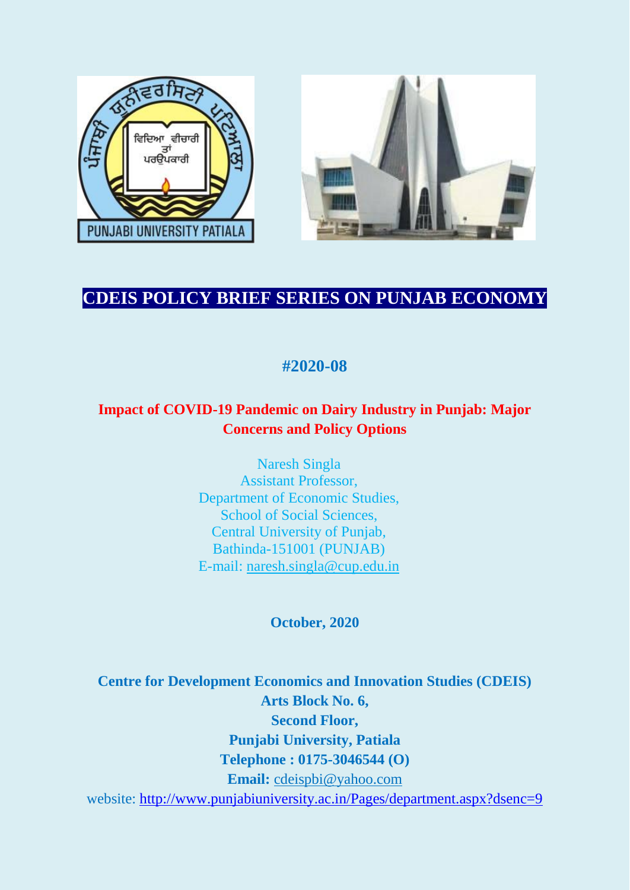# CDEIS POLICY BRIEF SERIES ON PUNJAB ECONOMY

**#2020-08**

## Impact of COVID-19 Pandemic on Dairy Industry in Punjab: Major Concerns and Policy Options

Naresh Singla
Assistant Professor,
Department of Economic Studies,
School of Social Sciences,
Central University of Punjab,
Bathinda-151001 (PUNJAB)
E-mail: naresh.singla@cup.edu.in

**October, 2020**

**Centre for Development Economics and Innovation Studies (CDEIS)**
**Arts Block No. 6,**
**Second Floor,**
**Punjabi University, Patiala**
**Telephone : 0175-3046544 (O)**
**Email:** cdeispbi@yahoo.com
website: http://www.punjabiuniversity.ac.in/Pages/department.aspx?dsenc=9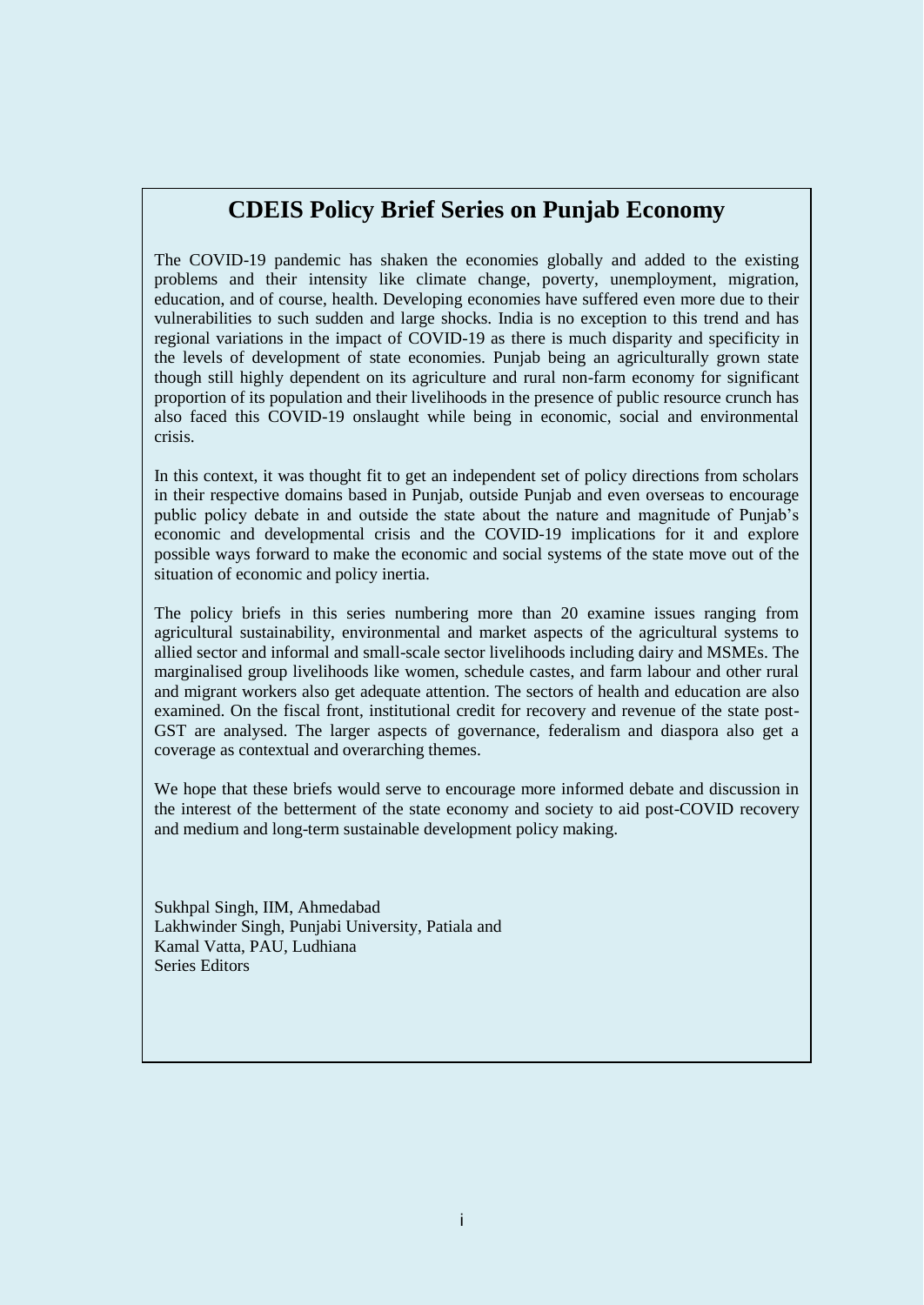# CDEIS Policy Brief Series on Punjab Economy

The COVID-19 pandemic has shaken the economies globally and added to the existing problems and their intensity like climate change, poverty, unemployment, migration, education, and of course, health. Developing economies have suffered even more due to their vulnerabilities to such sudden and large shocks. India is no exception to this trend and has regional variations in the impact of COVID-19 as there is much disparity and specificity in the levels of development of state economies. Punjab being an agriculturally grown state though still highly dependent on its agriculture and rural non-farm economy for significant proportion of its population and their livelihoods in the presence of public resource crunch has also faced this COVID-19 onslaught while being in economic, social and environmental crisis.

In this context, it was thought fit to get an independent set of policy directions from scholars in their respective domains based in Punjab, outside Punjab and even overseas to encourage public policy debate in and outside the state about the nature and magnitude of Punjab's economic and developmental crisis and the COVID-19 implications for it and explore possible ways forward to make the economic and social systems of the state move out of the situation of economic and policy inertia.

The policy briefs in this series numbering more than 20 examine issues ranging from agricultural sustainability, environmental and market aspects of the agricultural systems to allied sector and informal and small-scale sector livelihoods including dairy and MSMEs. The marginalised group livelihoods like women, schedule castes, and farm labour and other rural and migrant workers also get adequate attention. The sectors of health and education are also examined. On the fiscal front, institutional credit for recovery and revenue of the state post-GST are analysed. The larger aspects of governance, federalism and diaspora also get a coverage as contextual and overarching themes.

We hope that these briefs would serve to encourage more informed debate and discussion in the interest of the betterment of the state economy and society to aid post-COVID recovery and medium and long-term sustainable development policy making.

Sukhpal Singh, IIM, Ahmedabad
Lakhwinder Singh, Punjabi University, Patiala and
Kamal Vatta, PAU, Ludhiana
Series Editors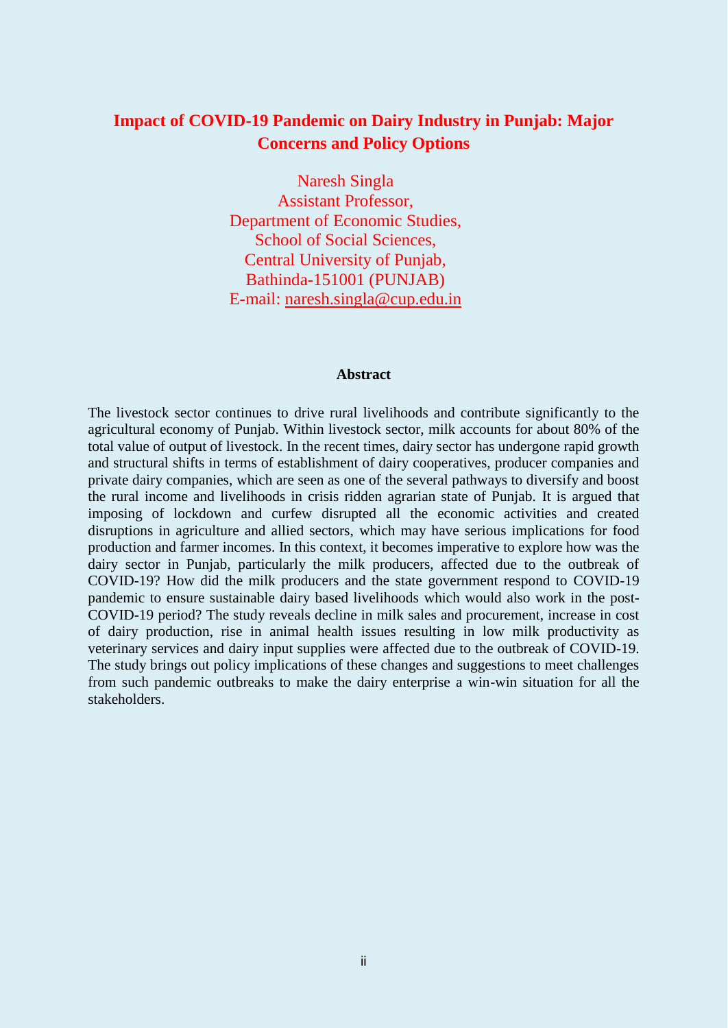# Impact of COVID-19 Pandemic on Dairy Industry in Punjab: Major Concerns and Policy Options

Naresh Singla
Assistant Professor,
Department of Economic Studies,
School of Social Sciences,
Central University of Punjab,
Bathinda-151001 (PUNJAB)
E-mail: naresh.singla@cup.edu.in

## Abstract

The livestock sector continues to drive rural livelihoods and contribute significantly to the agricultural economy of Punjab. Within livestock sector, milk accounts for about 80% of the total value of output of livestock. In the recent times, dairy sector has undergone rapid growth and structural shifts in terms of establishment of dairy cooperatives, producer companies and private dairy companies, which are seen as one of the several pathways to diversify and boost the rural income and livelihoods in crisis ridden agrarian state of Punjab. It is argued that imposing of lockdown and curfew disrupted all the economic activities and created disruptions in agriculture and allied sectors, which may have serious implications for food production and farmer incomes. In this context, it becomes imperative to explore how was the dairy sector in Punjab, particularly the milk producers, affected due to the outbreak of COVID-19? How did the milk producers and the state government respond to COVID-19 pandemic to ensure sustainable dairy based livelihoods which would also work in the post-COVID-19 period? The study reveals decline in milk sales and procurement, increase in cost of dairy production, rise in animal health issues resulting in low milk productivity as veterinary services and dairy input supplies were affected due to the outbreak of COVID-19. The study brings out policy implications of these changes and suggestions to meet challenges from such pandemic outbreaks to make the dairy enterprise a win-win situation for all the stakeholders.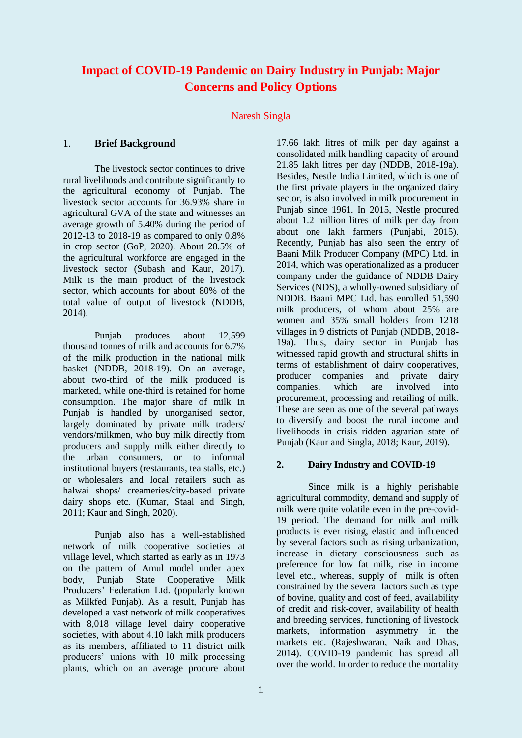# Impact of COVID-19 Pandemic on Dairy Industry in Punjab: Major Concerns and Policy Options

Naresh Singla

## 1. Brief Background

The livestock sector continues to drive rural livelihoods and contribute significantly to the agricultural economy of Punjab. The livestock sector accounts for 36.93% share in agricultural GVA of the state and witnesses an average growth of 5.40% during the period of 2012-13 to 2018-19 as compared to only 0.8% in crop sector (GoP, 2020). About 28.5% of the agricultural workforce are engaged in the livestock sector (Subash and Kaur, 2017). Milk is the main product of the livestock sector, which accounts for about 80% of the total value of output of livestock (NDDB, 2014).

Punjab produces about 12,599 thousand tonnes of milk and accounts for 6.7% of the milk production in the national milk basket (NDDB, 2018-19). On an average, about two-third of the milk produced is marketed, while one-third is retained for home consumption. The major share of milk in Punjab is handled by unorganised sector, largely dominated by private milk traders/ vendors/milkmen, who buy milk directly from producers and supply milk either directly to the urban consumers, or to informal institutional buyers (restaurants, tea stalls, etc.) or wholesalers and local retailers such as halwai shops/ creameries/city-based private dairy shops etc. (Kumar, Staal and Singh, 2011; Kaur and Singh, 2020).

Punjab also has a well-established network of milk cooperative societies at village level, which started as early as in 1973 on the pattern of Amul model under apex body, Punjab State Cooperative Milk Producers' Federation Ltd. (popularly known as Milkfed Punjab). As a result, Punjab has developed a vast network of milk cooperatives with 8,018 village level dairy cooperative societies, with about 4.10 lakh milk producers as its members, affiliated to 11 district milk producers' unions with 10 milk processing plants, which on an average procure about 17.66 lakh litres of milk per day against a consolidated milk handling capacity of around 21.85 lakh litres per day (NDDB, 2018-19a). Besides, Nestle India Limited, which is one of the first private players in the organized dairy sector, is also involved in milk procurement in Punjab since 1961. In 2015, Nestle procured about 1.2 million litres of milk per day from about one lakh farmers (Punjabi, 2015). Recently, Punjab has also seen the entry of Baani Milk Producer Company (MPC) Ltd. in 2014, which was operationalized as a producer company under the guidance of NDDB Dairy Services (NDS), a wholly-owned subsidiary of NDDB. Baani MPC Ltd. has enrolled 51,590 milk producers, of whom about 25% are women and 35% small holders from 1218 villages in 9 districts of Punjab (NDDB, 2018-19a). Thus, dairy sector in Punjab has witnessed rapid growth and structural shifts in terms of establishment of dairy cooperatives, producer companies and private dairy companies, which are involved into procurement, processing and retailing of milk. These are seen as one of the several pathways to diversify and boost the rural income and livelihoods in crisis ridden agrarian state of Punjab (Kaur and Singla, 2018; Kaur, 2019).

## 2. Dairy Industry and COVID-19

Since milk is a highly perishable agricultural commodity, demand and supply of milk were quite volatile even in the pre-covid-19 period. The demand for milk and milk products is ever rising, elastic and influenced by several factors such as rising urbanization, increase in dietary consciousness such as preference for low fat milk, rise in income level etc., whereas, supply of milk is often constrained by the several factors such as type of bovine, quality and cost of feed, availability of credit and risk-cover, availability of health and breeding services, functioning of livestock markets, information asymmetry in the markets etc. (Rajeshwaran, Naik and Dhas, 2014). COVID-19 pandemic has spread all over the world. In order to reduce the mortality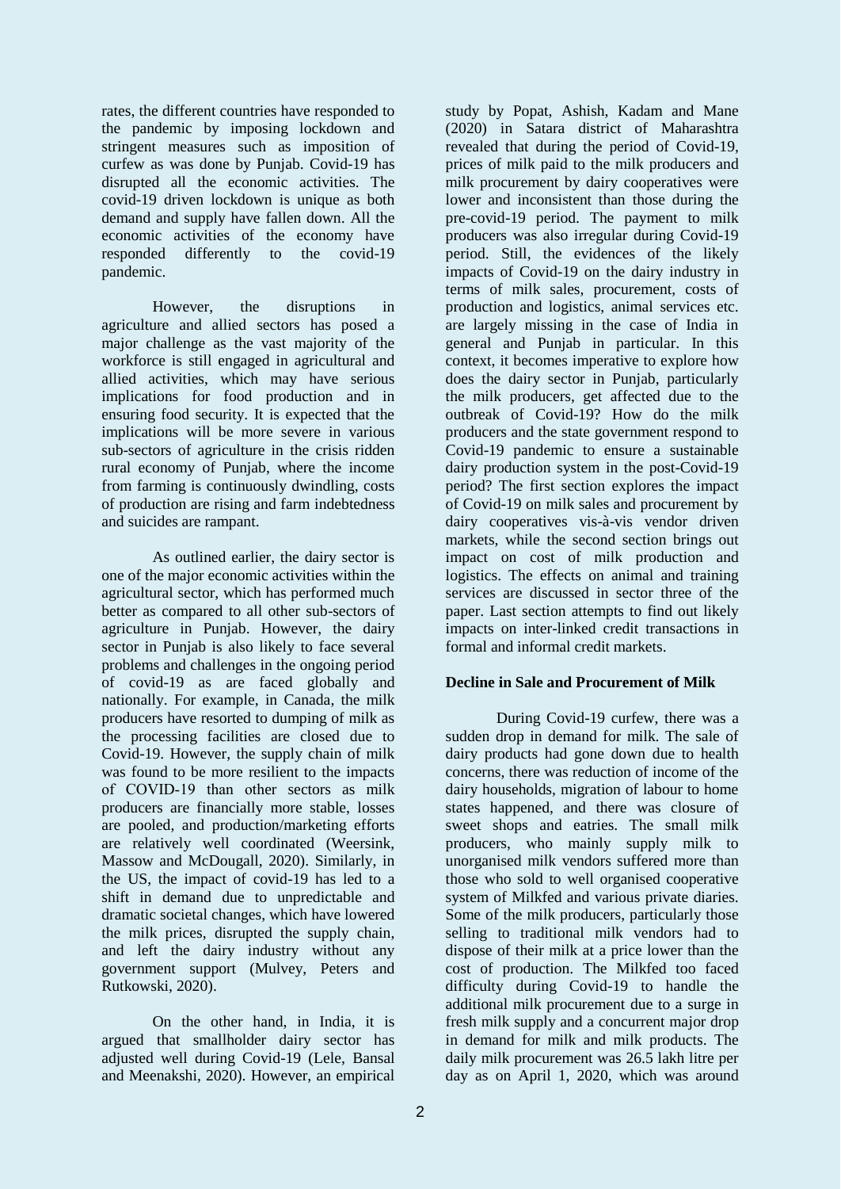rates, the different countries have responded to the pandemic by imposing lockdown and stringent measures such as imposition of curfew as was done by Punjab. Covid-19 has disrupted all the economic activities. The covid-19 driven lockdown is unique as both demand and supply have fallen down. All the economic activities of the economy have responded differently to the covid-19 pandemic.

However, the disruptions in agriculture and allied sectors has posed a major challenge as the vast majority of the workforce is still engaged in agricultural and allied activities, which may have serious implications for food production and in ensuring food security. It is expected that the implications will be more severe in various sub-sectors of agriculture in the crisis ridden rural economy of Punjab, where the income from farming is continuously dwindling, costs of production are rising and farm indebtedness and suicides are rampant.

As outlined earlier, the dairy sector is one of the major economic activities within the agricultural sector, which has performed much better as compared to all other sub-sectors of agriculture in Punjab. However, the dairy sector in Punjab is also likely to face several problems and challenges in the ongoing period of covid-19 as are faced globally and nationally. For example, in Canada, the milk producers have resorted to dumping of milk as the processing facilities are closed due to Covid-19. However, the supply chain of milk was found to be more resilient to the impacts of COVID-19 than other sectors as milk producers are financially more stable, losses are pooled, and production/marketing efforts are relatively well coordinated (Weersink, Massow and McDougall, 2020). Similarly, in the US, the impact of covid-19 has led to a shift in demand due to unpredictable and dramatic societal changes, which have lowered the milk prices, disrupted the supply chain, and left the dairy industry without any government support (Mulvey, Peters and Rutkowski, 2020).

On the other hand, in India, it is argued that smallholder dairy sector has adjusted well during Covid-19 (Lele, Bansal and Meenakshi, 2020). However, an empirical study by Popat, Ashish, Kadam and Mane (2020) in Satara district of Maharashtra revealed that during the period of Covid-19, prices of milk paid to the milk producers and milk procurement by dairy cooperatives were lower and inconsistent than those during the pre-covid-19 period. The payment to milk producers was also irregular during Covid-19 period. Still, the evidences of the likely impacts of Covid-19 on the dairy industry in terms of milk sales, procurement, costs of production and logistics, animal services etc. are largely missing in the case of India in general and Punjab in particular. In this context, it becomes imperative to explore how does the dairy sector in Punjab, particularly the milk producers, get affected due to the outbreak of Covid-19? How do the milk producers and the state government respond to Covid-19 pandemic to ensure a sustainable dairy production system in the post-Covid-19 period? The first section explores the impact of Covid-19 on milk sales and procurement by dairy cooperatives vis-à-vis vendor driven markets, while the second section brings out impact on cost of milk production and logistics. The effects on animal and training services are discussed in sector three of the paper. Last section attempts to find out likely impacts on inter-linked credit transactions in formal and informal credit markets.

## Decline in Sale and Procurement of Milk

During Covid-19 curfew, there was a sudden drop in demand for milk. The sale of dairy products had gone down due to health concerns, there was reduction of income of the dairy households, migration of labour to home states happened, and there was closure of sweet shops and eateries. The small milk producers, who mainly supply milk to unorganised milk vendors suffered more than those who sold to well organised cooperative system of Milkfed and various private diaries. Some of the milk producers, particularly those selling to traditional milk vendors had to dispose of their milk at a price lower than the cost of production. The Milkfed too faced difficulty during Covid-19 to handle the additional milk procurement due to a surge in fresh milk supply and a concurrent major drop in demand for milk and milk products. The daily milk procurement was 26.5 lakh litre per day as on April 1, 2020, which was around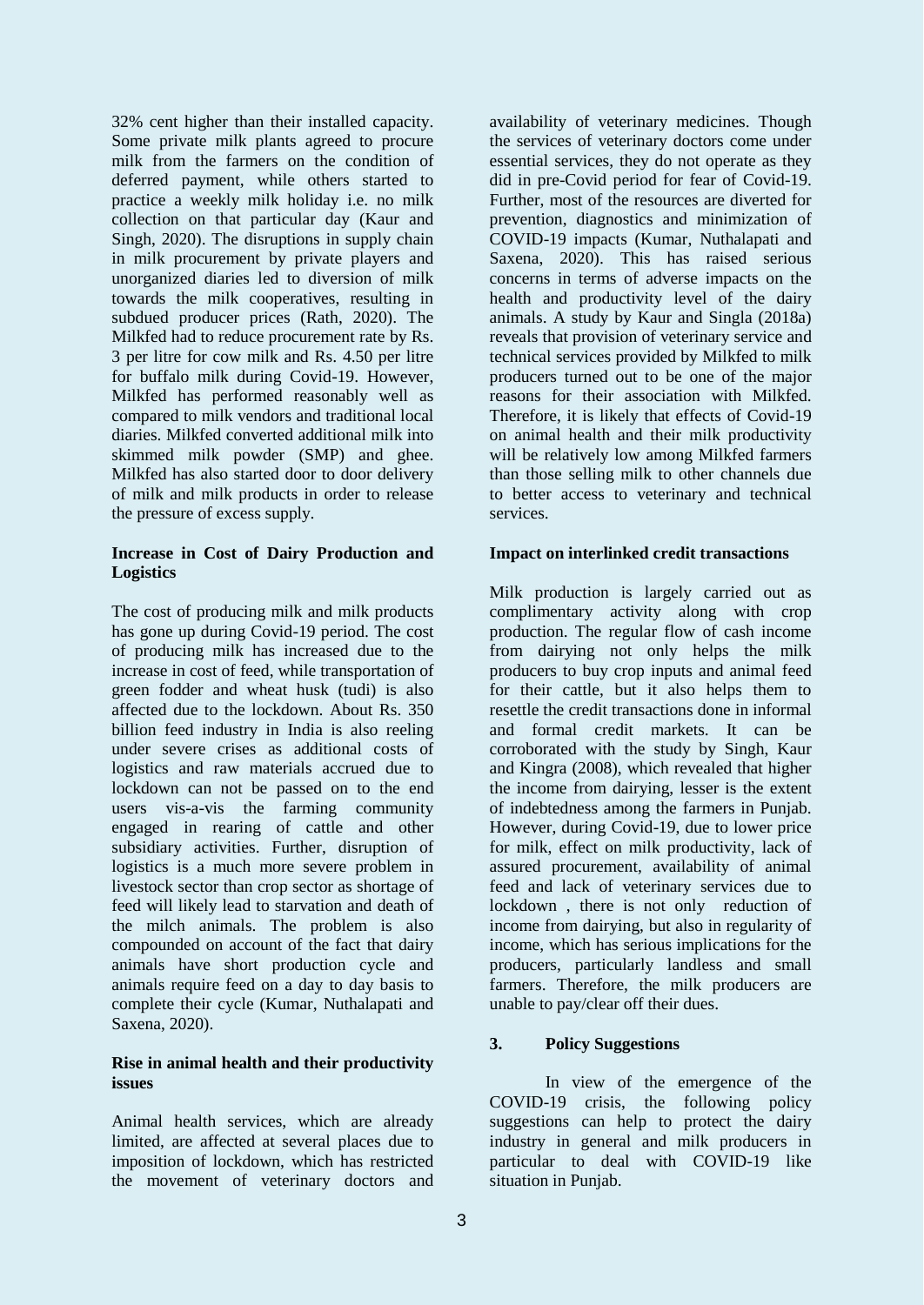32% cent higher than their installed capacity. Some private milk plants agreed to procure milk from the farmers on the condition of deferred payment, while others started to practice a weekly milk holiday i.e. no milk collection on that particular day (Kaur and Singh, 2020). The disruptions in supply chain in milk procurement by private players and unorganized diaries led to diversion of milk towards the milk cooperatives, resulting in subdued producer prices (Rath, 2020). The Milkfed had to reduce procurement rate by Rs. 3 per litre for cow milk and Rs. 4.50 per litre for buffalo milk during Covid-19. However, Milkfed has performed reasonably well as compared to milk vendors and traditional local diaries. Milkfed converted additional milk into skimmed milk powder (SMP) and ghee. Milkfed has also started door to door delivery of milk and milk products in order to release the pressure of excess supply.

**Increase in Cost of Dairy Production and Logistics**

The cost of producing milk and milk products has gone up during Covid-19 period. The cost of producing milk has increased due to the increase in cost of feed, while transportation of green fodder and wheat husk (tudi) is also affected due to the lockdown. About Rs. 350 billion feed industry in India is also reeling under severe crises as additional costs of logistics and raw materials accrued due to lockdown can not be passed on to the end users vis-a-vis the farming community engaged in rearing of cattle and other subsidiary activities. Further, disruption of logistics is a much more severe problem in livestock sector than crop sector as shortage of feed will likely lead to starvation and death of the milch animals. The problem is also compounded on account of the fact that dairy animals have short production cycle and animals require feed on a day to day basis to complete their cycle (Kumar, Nuthalapati and Saxena, 2020).

**Rise in animal health and their productivity issues**

Animal health services, which are already limited, are affected at several places due to imposition of lockdown, which has restricted the movement of veterinary doctors and availability of veterinary medicines. Though the services of veterinary doctors come under essential services, they do not operate as they did in pre-Covid period for fear of Covid-19. Further, most of the resources are diverted for prevention, diagnostics and minimization of COVID-19 impacts (Kumar, Nuthalapati and Saxena, 2020). This has raised serious concerns in terms of adverse impacts on the health and productivity level of the dairy animals. A study by Kaur and Singla (2018a) reveals that provision of veterinary service and technical services provided by Milkfed to milk producers turned out to be one of the major reasons for their association with Milkfed. Therefore, it is likely that effects of Covid-19 on animal health and their milk productivity will be relatively low among Milkfed farmers than those selling milk to other channels due to better access to veterinary and technical services.

**Impact on interlinked credit transactions**

Milk production is largely carried out as complimentary activity along with crop production. The regular flow of cash income from dairying not only helps the milk producers to buy crop inputs and animal feed for their cattle, but it also helps them to resettle the credit transactions done in informal and formal credit markets. It can be corroborated with the study by Singh, Kaur and Kingra (2008), which revealed that higher the income from dairying, lesser is the extent of indebtedness among the farmers in Punjab. However, during Covid-19, due to lower price for milk, effect on milk productivity, lack of assured procurement, availability of animal feed and lack of veterinary services due to lockdown , there is not only reduction of income from dairying, but also in regularity of income, which has serious implications for the producers, particularly landless and small farmers. Therefore, the milk producers are unable to pay/clear off their dues.

## 3. Policy Suggestions

In view of the emergence of the COVID-19 crisis, the following policy suggestions can help to protect the dairy industry in general and milk producers in particular to deal with COVID-19 like situation in Punjab.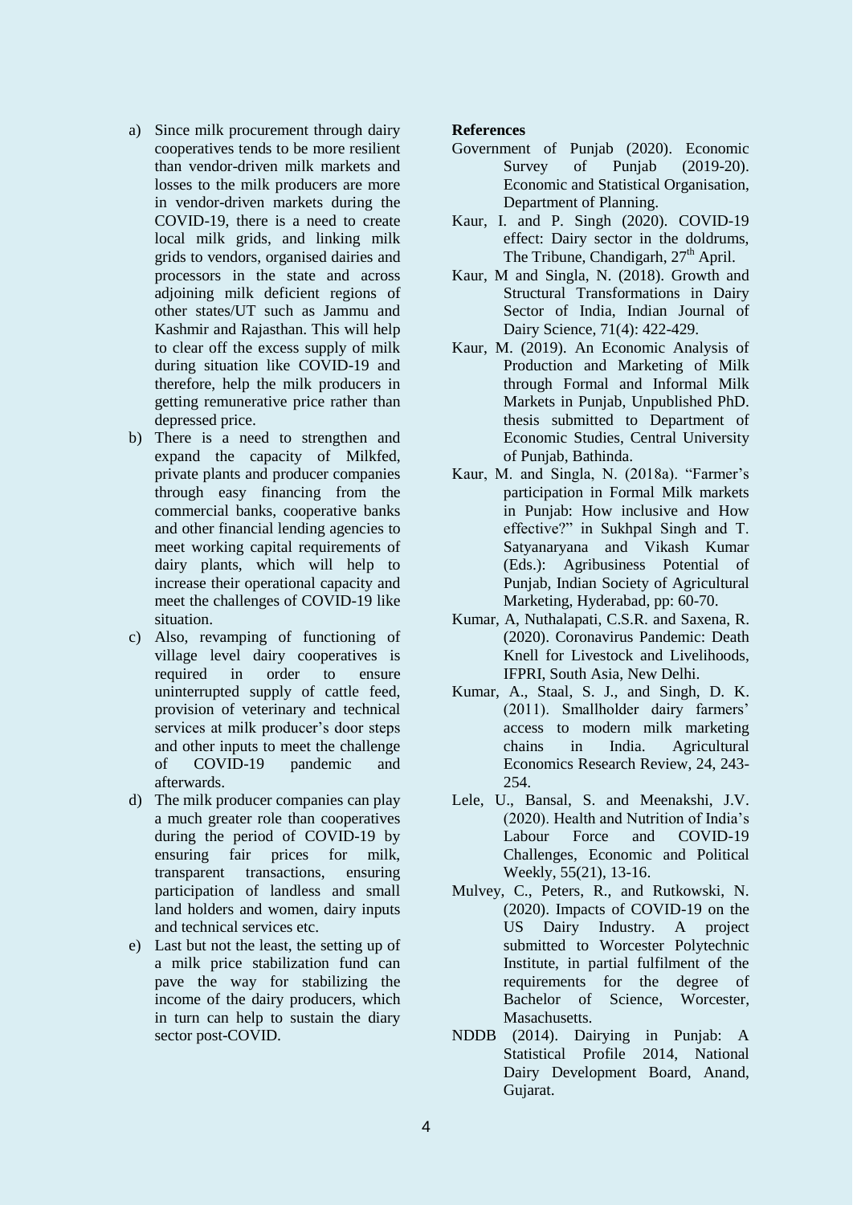a) Since milk procurement through dairy cooperatives tends to be more resilient than vendor-driven milk markets and losses to the milk producers are more in vendor-driven markets during the COVID-19, there is a need to create local milk grids, and linking milk grids to vendors, organised dairies and processors in the state and across adjoining milk deficient regions of other states/UT such as Jammu and Kashmir and Rajasthan. This will help to clear off the excess supply of milk during situation like COVID-19 and therefore, help the milk producers in getting remunerative price rather than depressed price.

b) There is a need to strengthen and expand the capacity of Milkfed, private plants and producer companies through easy financing from the commercial banks, cooperative banks and other financial lending agencies to meet working capital requirements of dairy plants, which will help to increase their operational capacity and meet the challenges of COVID-19 like situation.

c) Also, revamping of functioning of village level dairy cooperatives is required in order to ensure uninterrupted supply of cattle feed, provision of veterinary and technical services at milk producer's door steps and other inputs to meet the challenge of COVID-19 pandemic and afterwards.

d) The milk producer companies can play a much greater role than cooperatives during the period of COVID-19 by ensuring fair prices for milk, transparent transactions, ensuring participation of landless and small land holders and women, dairy inputs and technical services etc.

e) Last but not the least, the setting up of a milk price stabilization fund can pave the way for stabilizing the income of the dairy producers, which in turn can help to sustain the diary sector post-COVID.

**References**

Government of Punjab (2020). Economic Survey of Punjab (2019-20). Economic and Statistical Organisation, Department of Planning.

Kaur, I. and P. Singh (2020). COVID-19 effect: Dairy sector in the doldrums, The Tribune, Chandigarh, 27th April.

Kaur, M and Singla, N. (2018). Growth and Structural Transformations in Dairy Sector of India, Indian Journal of Dairy Science, 71(4): 422-429.

Kaur, M. (2019). An Economic Analysis of Production and Marketing of Milk through Formal and Informal Milk Markets in Punjab, Unpublished PhD. thesis submitted to Department of Economic Studies, Central University of Punjab, Bathinda.

Kaur, M. and Singla, N. (2018a). "Farmer's participation in Formal Milk markets in Punjab: How inclusive and How effective?" in Sukhpal Singh and T. Satyanaryana and Vikash Kumar (Eds.): Agribusiness Potential of Punjab, Indian Society of Agricultural Marketing, Hyderabad, pp: 60-70.

Kumar, A, Nuthalapati, C.S.R. and Saxena, R. (2020). Coronavirus Pandemic: Death Knell for Livestock and Livelihoods, IFPRI, South Asia, New Delhi.

Kumar, A., Staal, S. J., and Singh, D. K. (2011). Smallholder dairy farmers' access to modern milk marketing chains in India. Agricultural Economics Research Review, 24, 243-254.

Lele, U., Bansal, S. and Meenakshi, J.V. (2020). Health and Nutrition of India's Labour Force and COVID-19 Challenges, Economic and Political Weekly, 55(21), 13-16.

Mulvey, C., Peters, R., and Rutkowski, N. (2020). Impacts of COVID-19 on the US Dairy Industry. A project submitted to Worcester Polytechnic Institute, in partial fulfilment of the requirements for the degree of Bachelor of Science, Worcester, Masachusetts.

NDDB (2014). Dairying in Punjab: A Statistical Profile 2014, National Dairy Development Board, Anand, Gujarat.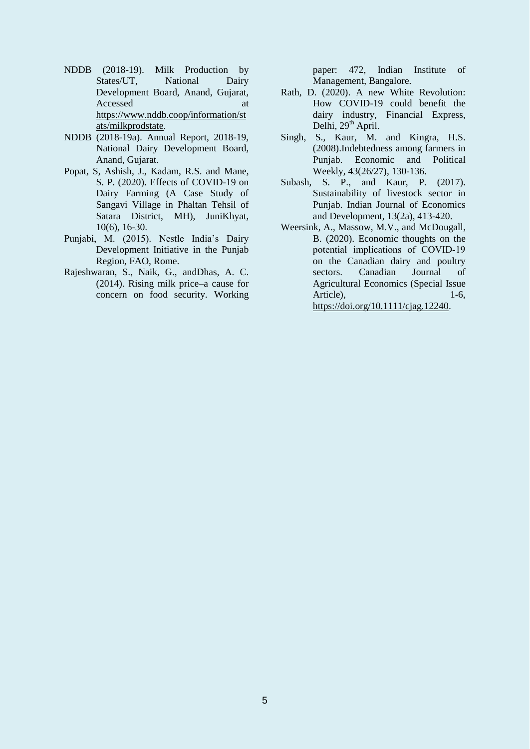NDDB (2018-19). Milk Production by States/UT, National Dairy Development Board, Anand, Gujarat, Accessed at https://www.nddb.coop/information/stats/milkprodstate.

NDDB (2018-19a). Annual Report, 2018-19, National Dairy Development Board, Anand, Gujarat.

Popat, S, Ashish, J., Kadam, R.S. and Mane, S. P. (2020). Effects of COVID-19 on Dairy Farming (A Case Study of Sangavi Village in Phaltan Tehsil of Satara District, MH), JuniKhyat, 10(6), 16-30.

Punjabi, M. (2015). Nestle India's Dairy Development Initiative in the Punjab Region, FAO, Rome.

Rajeshwaran, S., Naik, G., andDhas, A. C. (2014). Rising milk price–a cause for concern on food security. Working paper: 472, Indian Institute of Management, Bangalore.

Rath, D. (2020). A new White Revolution: How COVID-19 could benefit the dairy industry, Financial Express, Delhi, 29th April.

Singh, S., Kaur, M. and Kingra, H.S. (2008).Indebtedness among farmers in Punjab. Economic and Political Weekly, 43(26/27), 130-136.

Subash, S. P., and Kaur, P. (2017). Sustainability of livestock sector in Punjab. Indian Journal of Economics and Development, 13(2a), 413-420.

Weersink, A., Massow, M.V., and McDougall, B. (2020). Economic thoughts on the potential implications of COVID-19 on the Canadian dairy and poultry sectors. Canadian Journal of Agricultural Economics (Special Issue Article), 1-6, https://doi.org/10.1111/cjag.12240.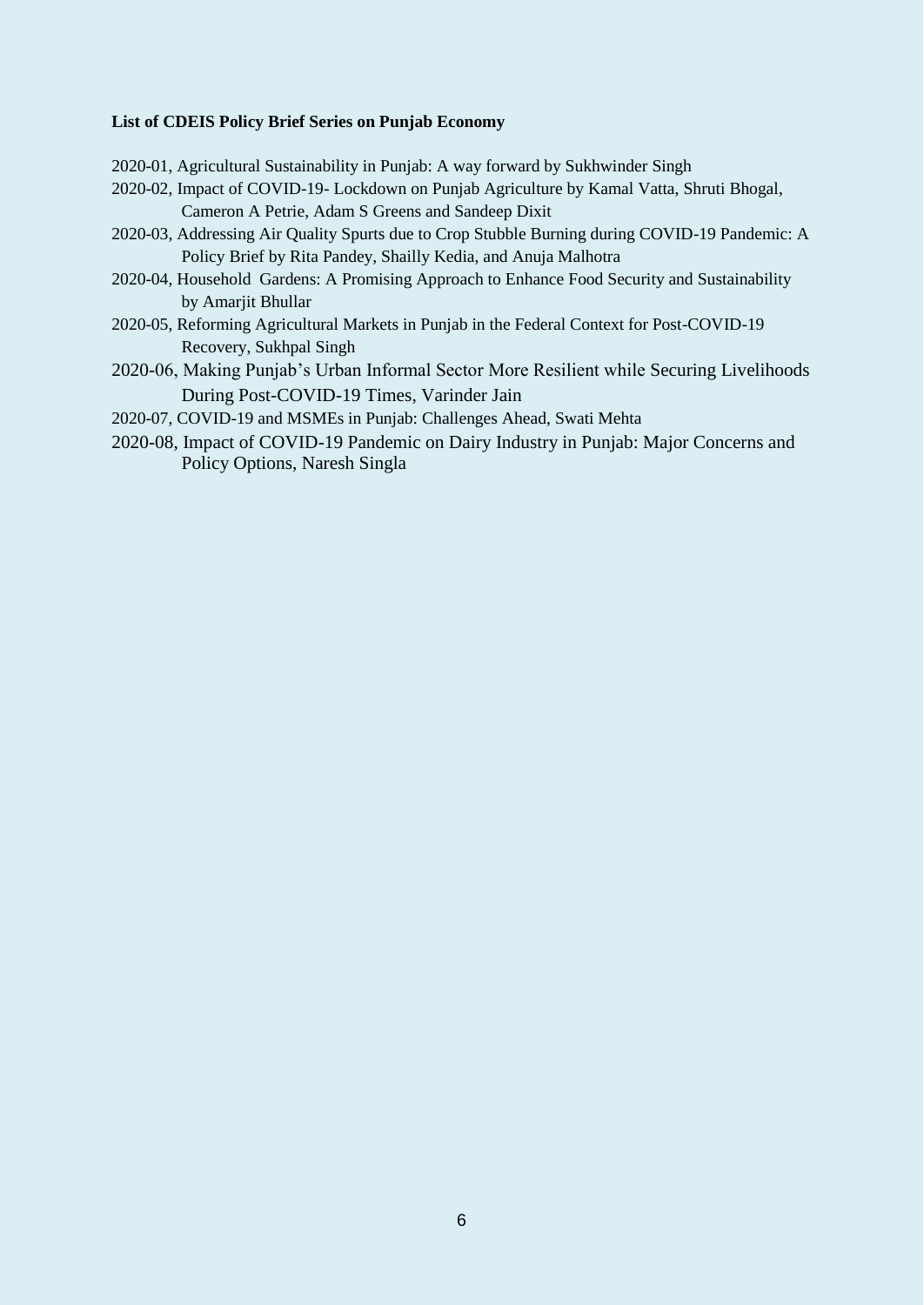**List of CDEIS Policy Brief Series on Punjab Economy**

2020-01, Agricultural Sustainability in Punjab: A way forward by Sukhwinder Singh

2020-02, Impact of COVID-19- Lockdown on Punjab Agriculture by Kamal Vatta, Shruti Bhogal, Cameron A Petrie, Adam S Greens and Sandeep Dixit

2020-03, Addressing Air Quality Spurts due to Crop Stubble Burning during COVID-19 Pandemic: A Policy Brief by Rita Pandey, Shailly Kedia, and Anuja Malhotra

2020-04, Household Gardens: A Promising Approach to Enhance Food Security and Sustainability by Amarjit Bhullar

2020-05, Reforming Agricultural Markets in Punjab in the Federal Context for Post-COVID-19 Recovery, Sukhpal Singh

2020-06, Making Punjab's Urban Informal Sector More Resilient while Securing Livelihoods During Post-COVID-19 Times, Varinder Jain

2020-07, COVID-19 and MSMEs in Punjab: Challenges Ahead, Swati Mehta

2020-08, Impact of COVID-19 Pandemic on Dairy Industry in Punjab: Major Concerns and Policy Options, Naresh Singla